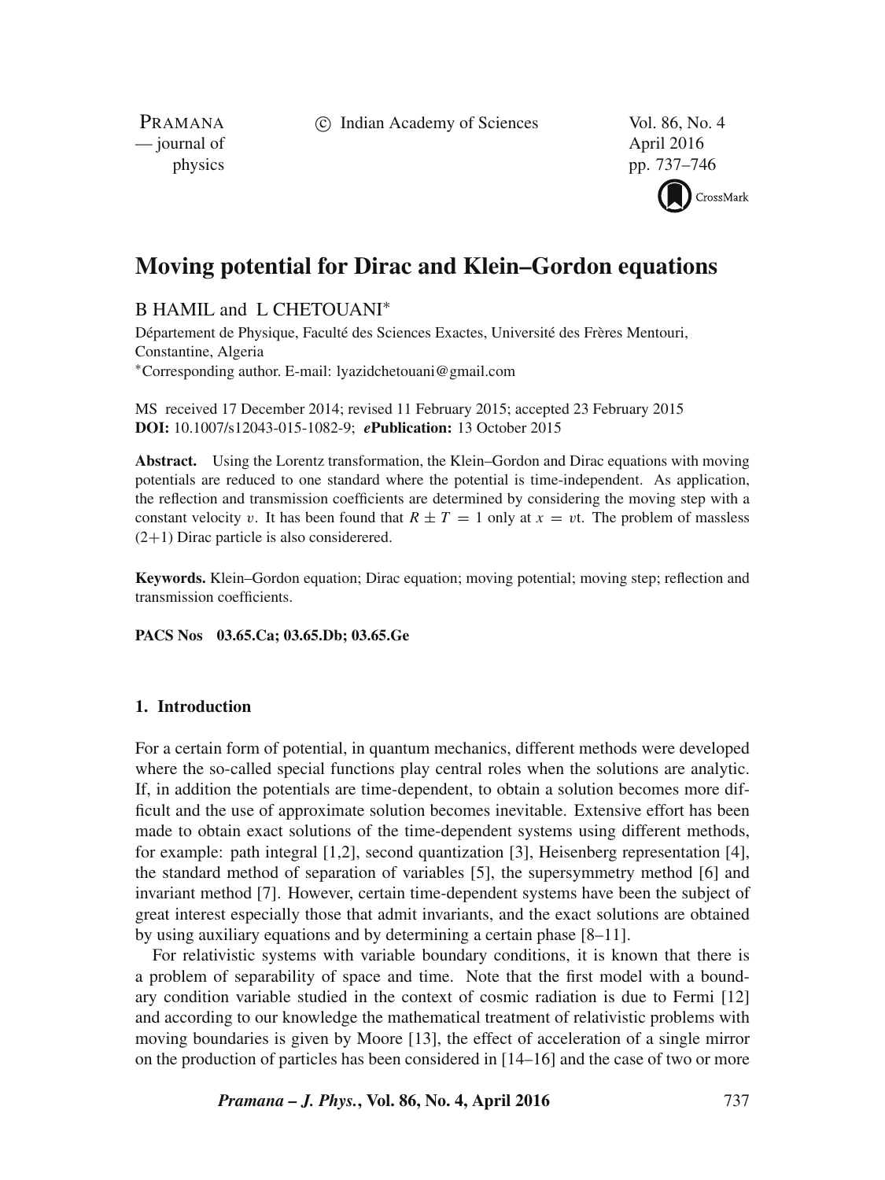# Moving potential for Dirac and Klein–Gordon equations

B HAMIL and L CHETOUANI*

Département de Physique, Faculté des Sciences Exactes, Université des Frères Mentouri, Constantine, Algeria

*Corresponding author. E-mail: lyazidchetouani@gmail.com

MS received 17 December 2014; revised 11 February 2015; accepted 23 February 2015
**DOI:** 10.1007/s12043-015-1082-9; ***e*Publication:** 13 October 2015

**Abstract.** Using the Lorentz transformation, the Klein–Gordon and Dirac equations with moving potentials are reduced to one standard where the potential is time-independent. As application, the reflection and transmission coefficients are determined by considering the moving step with a constant velocity $v$. It has been found that $R \pm T = 1$ only at $x = v$t. The problem of massless (2+1) Dirac particle is also considerered.

**Keywords.** Klein–Gordon equation; Dirac equation; moving potential; moving step; reflection and transmission coefficients.

**PACS Nos** 03.65.Ca; 03.65.Db; 03.65.Ge

## 1. Introduction

For a certain form of potential, in quantum mechanics, different methods were developed where the so-called special functions play central roles when the solutions are analytic. If, in addition the potentials are time-dependent, to obtain a solution becomes more difficult and the use of approximate solution becomes inevitable. Extensive effort has been made to obtain exact solutions of the time-dependent systems using different methods, for example: path integral [1,2], second quantization [3], Heisenberg representation [4], the standard method of separation of variables [5], the supersymmetry method [6] and invariant method [7]. However, certain time-dependent systems have been the subject of great interest especially those that admit invariants, and the exact solutions are obtained by using auxiliary equations and by determining a certain phase [8–11].

For relativistic systems with variable boundary conditions, it is known that there is a problem of separability of space and time. Note that the first model with a boundary condition variable studied in the context of cosmic radiation is due to Fermi [12] and according to our knowledge the mathematical treatment of relativistic problems with moving boundaries is given by Moore [13], the effect of acceleration of a single mirror on the production of particles has been considered in [14–16] and the case of two or more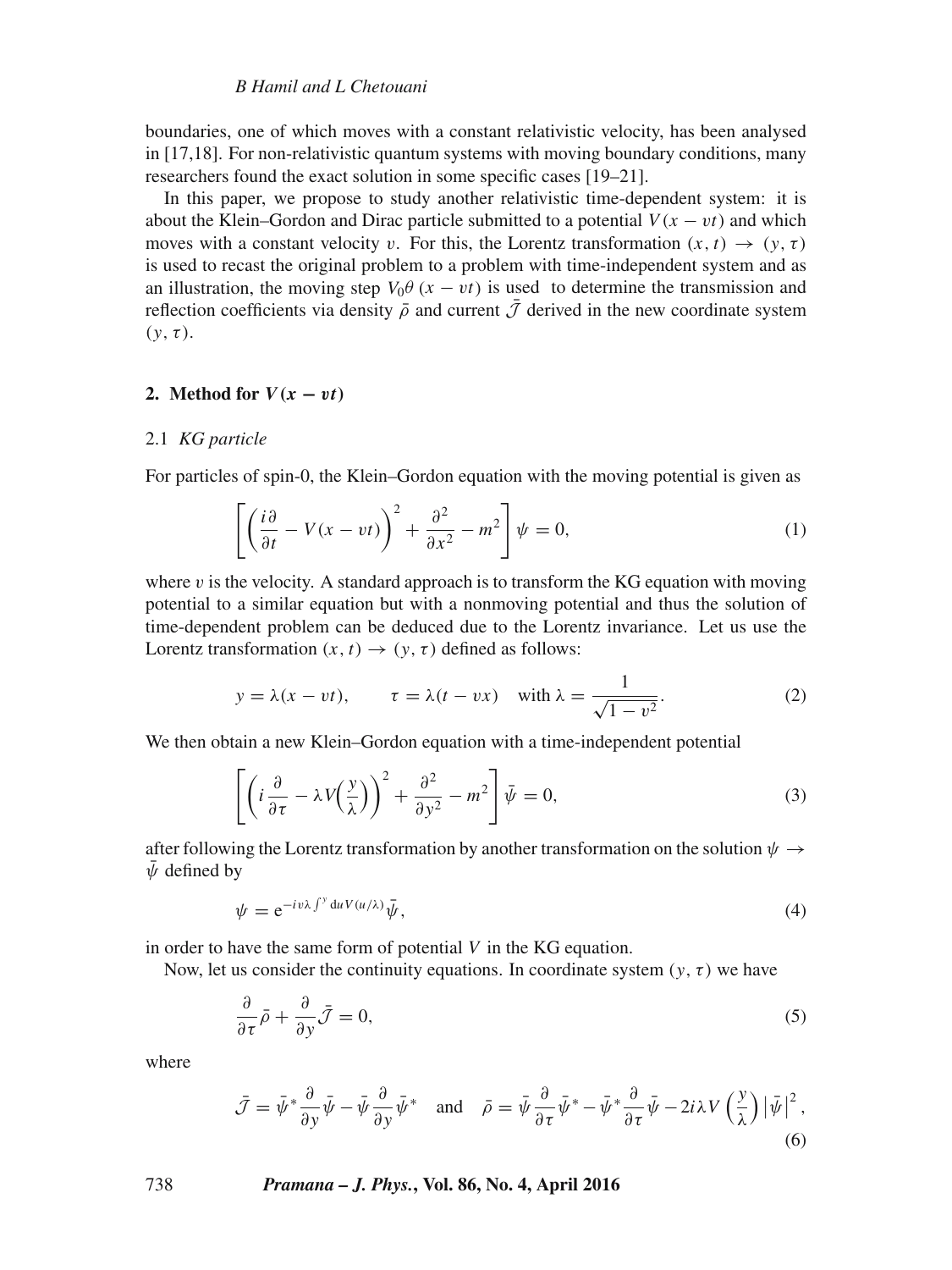boundaries, one of which moves with a constant relativistic velocity, has been analysed in [17,18]. For non-relativistic quantum systems with moving boundary conditions, many researchers found the exact solution in some specific cases [19–21].

In this paper, we propose to study another relativistic time-dependent system: it is about the Klein–Gordon and Dirac particle submitted to a potential $V(x - vt)$ and which moves with a constant velocity $v$. For this, the Lorentz transformation $(x, t) \to (y, \tau)$ is used to recast the original problem to a problem with time-independent system and as an illustration, the moving step $V_0\theta(x - vt)$ is used to determine the transmission and reflection coefficients via density $\bar{\rho}$ and current $\bar{\mathcal{J}}$ derived in the new coordinate system $(y, \tau)$.

## 2. Method for $V(x - vt)$

### 2.1 *KG particle*

For particles of spin-0, the Klein–Gordon equation with the moving potential is given as

$$\left[\left(\frac{i\partial}{\partial t} - V(x - vt)\right)^2 + \frac{\partial^2}{\partial x^2} - m^2\right]\psi = 0, \tag{1}$$

where $v$ is the velocity. A standard approach is to transform the KG equation with moving potential to a similar equation but with a nonmoving potential and thus the solution of time-dependent problem can be deduced due to the Lorentz invariance. Let us use the Lorentz transformation $(x, t) \to (y, \tau)$ defined as follows:

$$y = \lambda(x - vt), \qquad \tau = \lambda(t - vx) \quad \text{with } \lambda = \frac{1}{\sqrt{1 - v^2}}. \tag{2}$$

We then obtain a new Klein–Gordon equation with a time-independent potential

$$\left[\left(i\frac{\partial}{\partial \tau} - \lambda V\left(\frac{y}{\lambda}\right)\right)^2 + \frac{\partial^2}{\partial y^2} - m^2\right]\bar{\psi} = 0, \tag{3}$$

after following the Lorentz transformation by another transformation on the solution $\psi \to \bar{\psi}$ defined by

$$\psi = \mathrm{e}^{-iv\lambda\int^y \mathrm{d}u V(u/\lambda)}\bar{\psi}, \tag{4}$$

in order to have the same form of potential $V$ in the KG equation.

Now, let us consider the continuity equations. In coordinate system $(y, \tau)$ we have

$$\frac{\partial}{\partial \tau}\bar{\rho} + \frac{\partial}{\partial y}\bar{\mathcal{J}} = 0, \tag{5}$$

where

$$\bar{\mathcal{J}} = \bar{\psi}^*\frac{\partial}{\partial y}\bar{\psi} - \bar{\psi}\frac{\partial}{\partial y}\bar{\psi}^* \quad \text{and} \quad \bar{\rho} = \bar{\psi}\frac{\partial}{\partial \tau}\bar{\psi}^* - \bar{\psi}^*\frac{\partial}{\partial \tau}\bar{\psi} - 2i\lambda V\left(\frac{y}{\lambda}\right)\left|\bar{\psi}\right|^2, \tag{6}$$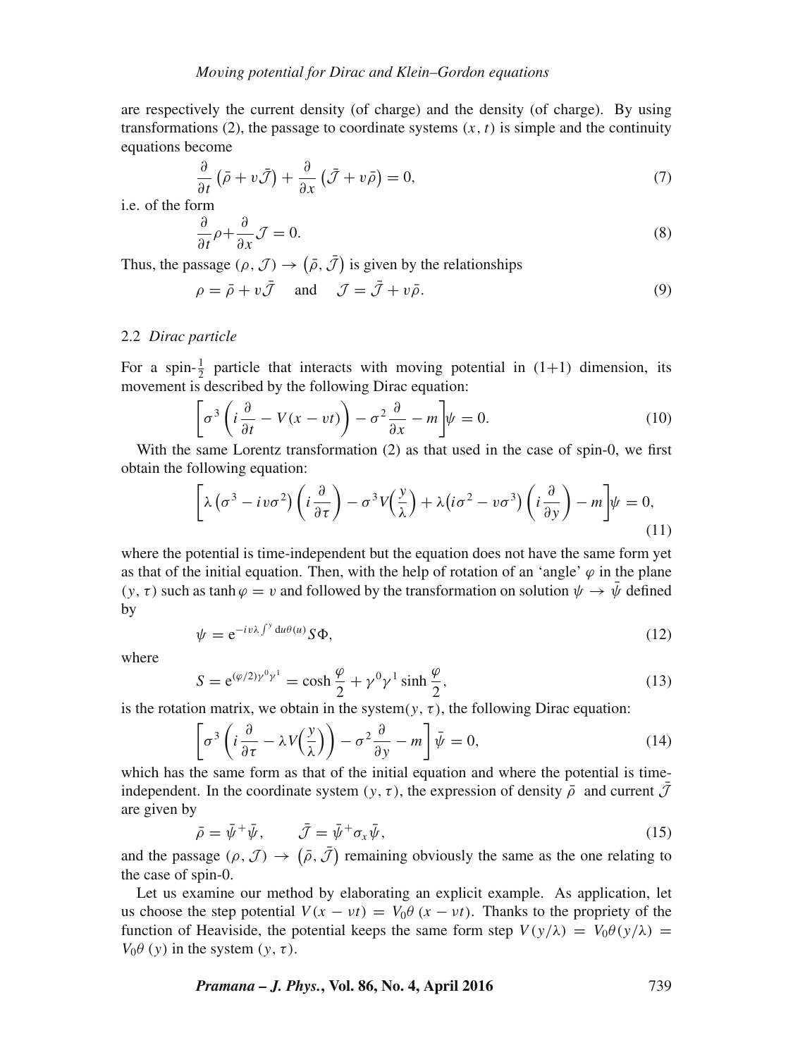are respectively the current density (of charge) and the density (of charge). By using transformations (2), the passage to coordinate systems $(x, t)$ is simple and the continuity equations become

$$\frac{\partial}{\partial t}\left(\bar{\rho}+v\bar{\mathcal{J}}\right)+\frac{\partial}{\partial x}\left(\bar{\mathcal{J}}+v\bar{\rho}\right)=0, \tag{7}$$

i.e. of the form

$$\frac{\partial}{\partial t}\rho+\frac{\partial}{\partial x}\mathcal{J}=0. \tag{8}$$

Thus, the passage $(\rho, \mathcal{J}) \rightarrow \left(\bar{\rho}, \bar{\mathcal{J}}\right)$ is given by the relationships

$$\rho=\bar{\rho}+v\bar{\mathcal{J}} \quad \text{and} \quad \mathcal{J}=\bar{\mathcal{J}}+v\bar{\rho}. \tag{9}$$

### 2.2 *Dirac particle*

For a spin-$\frac{1}{2}$ particle that interacts with moving potential in (1+1) dimension, its movement is described by the following Dirac equation:

$$\left[\sigma^3\left(i\frac{\partial}{\partial t}-V(x-vt)\right)-\sigma^2\frac{\partial}{\partial x}-m\right]\psi=0. \tag{10}$$

With the same Lorentz transformation (2) as that used in the case of spin-0, we first obtain the following equation:

$$\left[\lambda\left(\sigma^3-iv\sigma^2\right)\left(i\frac{\partial}{\partial \tau}\right)-\sigma^3 V\!\left(\frac{y}{\lambda}\right)+\lambda\left(i\sigma^2-v\sigma^3\right)\left(i\frac{\partial}{\partial y}\right)-m\right]\psi=0, \tag{11}$$

where the potential is time-independent but the equation does not have the same form yet as that of the initial equation. Then, with the help of rotation of an 'angle' $\varphi$ in the plane $(y, \tau)$ such as $\tanh\varphi = v$ and followed by the transformation on solution $\psi \rightarrow \bar{\psi}$ defined by

$$\psi=\mathrm{e}^{-iv\lambda\int^y \mathrm{d}u\theta(u)}S\Phi, \tag{12}$$

where

$$S=\mathrm{e}^{(\varphi/2)\gamma^0\gamma^1}=\cosh\frac{\varphi}{2}+\gamma^0\gamma^1\sinh\frac{\varphi}{2}, \tag{13}$$

is the rotation matrix, we obtain in the system$(y, \tau)$, the following Dirac equation:

$$\left[\sigma^3\left(i\frac{\partial}{\partial \tau}-\lambda V\!\left(\frac{y}{\lambda}\right)\right)-\sigma^2\frac{\partial}{\partial y}-m\right]\bar{\psi}=0, \tag{14}$$

which has the same form as that of the initial equation and where the potential is time-independent. In the coordinate system $(y, \tau)$, the expression of density $\bar{\rho}$ and current $\bar{\mathcal{J}}$ are given by

$$\bar{\rho}=\bar{\psi}^{+}\bar{\psi}, \qquad \bar{\mathcal{J}}=\bar{\psi}^{+}\sigma_x\bar{\psi}, \tag{15}$$

and the passage $(\rho, \mathcal{J}) \rightarrow \left(\bar{\rho}, \bar{\mathcal{J}}\right)$ remaining obviously the same as the one relating to the case of spin-0.

Let us examine our method by elaborating an explicit example. As application, let us choose the step potential $V(x - vt) = V_0\theta\,(x - vt)$. Thanks to the propriety of the function of Heaviside, the potential keeps the same form step $V(y/\lambda) = V_0\theta(y/\lambda) = V_0\theta\,(y)$ in the system $(y, \tau)$.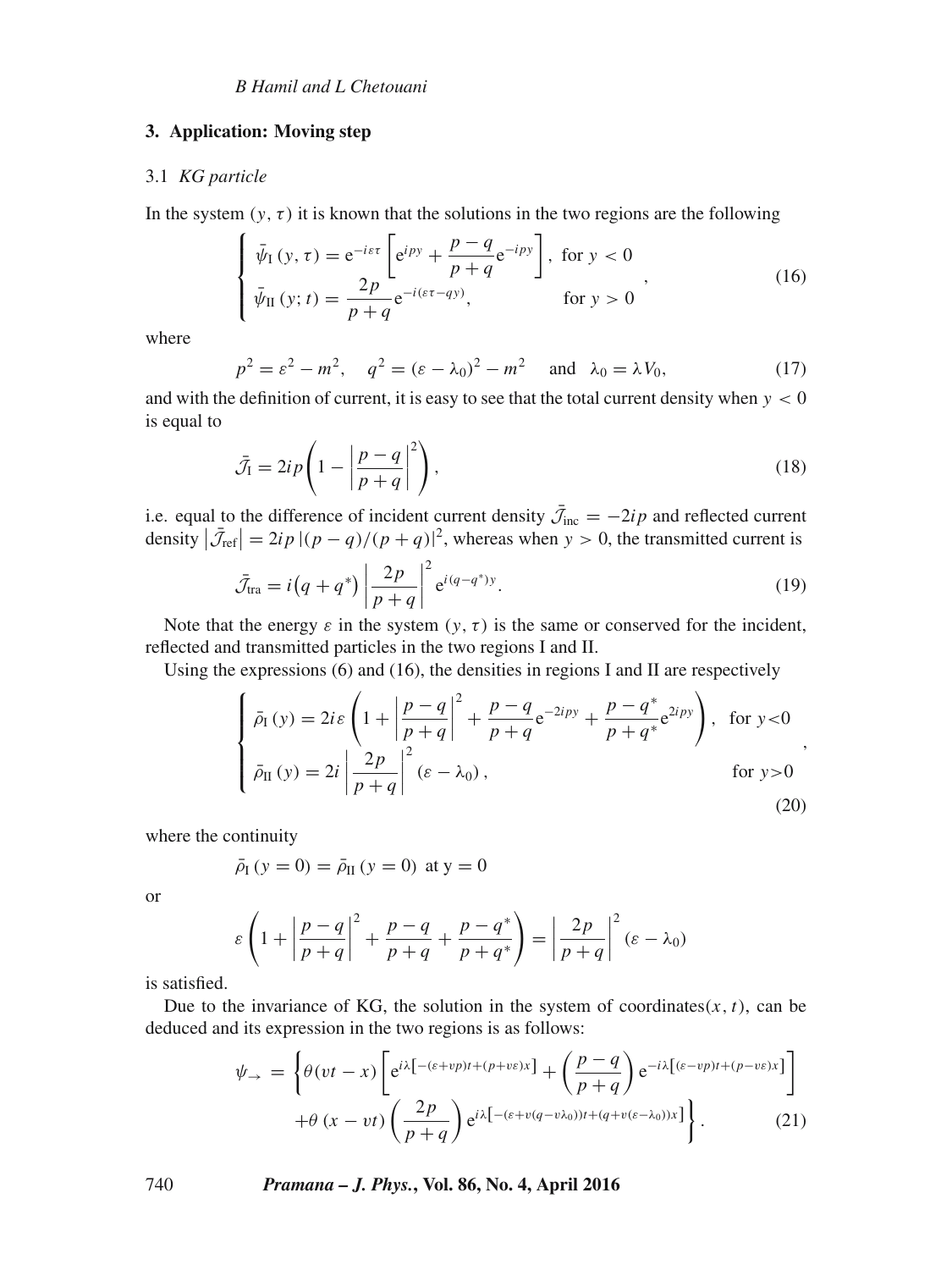## 3. Application: Moving step

### 3.1 *KG particle*

In the system $(y, \tau)$ it is known that the solutions in the two regions are the following

$$
\begin{cases}
\bar{\psi}_{\mathrm{I}}(y, \tau) = \mathrm{e}^{-i\varepsilon\tau}\left[\mathrm{e}^{ipy} + \dfrac{p-q}{p+q}\mathrm{e}^{-ipy}\right], & \text{for } y < 0 \\
\bar{\psi}_{\mathrm{II}}(y; t) = \dfrac{2p}{p+q}\mathrm{e}^{-i(\varepsilon\tau - qy)}, & \text{for } y > 0
\end{cases}, \tag{16}
$$

where

$$
p^2 = \varepsilon^2 - m^2, \quad q^2 = (\varepsilon - \lambda_0)^2 - m^2 \quad \text{and} \quad \lambda_0 = \lambda V_0, \tag{17}
$$

and with the definition of current, it is easy to see that the total current density when $y < 0$ is equal to

$$
\bar{\mathcal{J}}_{\mathrm{I}} = 2ip\left(1 - \left|\frac{p-q}{p+q}\right|^2\right), \tag{18}
$$

i.e. equal to the difference of incident current density $\bar{\mathcal{J}}_{\mathrm{inc}} = -2ip$ and reflected current density $\left|\bar{\mathcal{J}}_{\mathrm{ref}}\right| = 2ip\,|(p-q)/(p+q)|^2$, whereas when $y > 0$, the transmitted current is

$$
\bar{\mathcal{J}}_{\mathrm{tra}} = i\left(q + q^*\right)\left|\frac{2p}{p+q}\right|^2 \mathrm{e}^{i(q-q^*)y}. \tag{19}
$$

Note that the energy $\varepsilon$ in the system $(y, \tau)$ is the same or conserved for the incident, reflected and transmitted particles in the two regions I and II.

Using the expressions (6) and (16), the densities in regions I and II are respectively

$$
\begin{cases}
\bar{\rho}_{\mathrm{I}}(y) = 2i\varepsilon\left(1 + \left|\dfrac{p-q}{p+q}\right|^2 + \dfrac{p-q}{p+q}\mathrm{e}^{-2ipy} + \dfrac{p-q^*}{p+q^*}\mathrm{e}^{2ipy}\right), & \text{for } y<0 \\
\bar{\rho}_{\mathrm{II}}(y) = 2i\left|\dfrac{2p}{p+q}\right|^2(\varepsilon - \lambda_0), & \text{for } y>0
\end{cases}, \tag{20}
$$

where the continuity

$$
\bar{\rho}_{\mathrm{I}}(y=0) = \bar{\rho}_{\mathrm{II}}(y=0) \ \text{at y} = 0
$$

or

$$
\varepsilon\left(1 + \left|\frac{p-q}{p+q}\right|^2 + \frac{p-q}{p+q} + \frac{p-q^*}{p+q^*}\right) = \left|\frac{2p}{p+q}\right|^2(\varepsilon - \lambda_0)
$$

is satisfied.

Due to the invariance of KG, the solution in the system of coordinates$(x, t)$, can be deduced and its expression in the two regions is as follows:

$$
\begin{aligned}
\psi_{\rightarrow} = \Bigg\{&\theta(vt - x)\left[\mathrm{e}^{i\lambda\left[-(\varepsilon+vp)t+(p+v\varepsilon)x\right]} + \left(\frac{p-q}{p+q}\right)\mathrm{e}^{-i\lambda\left[(\varepsilon-vp)t+(p-v\varepsilon)x\right]}\right] \\
&+\theta(x - vt)\left(\frac{2p}{p+q}\right)\mathrm{e}^{i\lambda\left[-(\varepsilon+v(q-v\lambda_0))t+(q+v(\varepsilon-\lambda_0))x\right]}\Bigg\}.
\end{aligned} \tag{21}
$$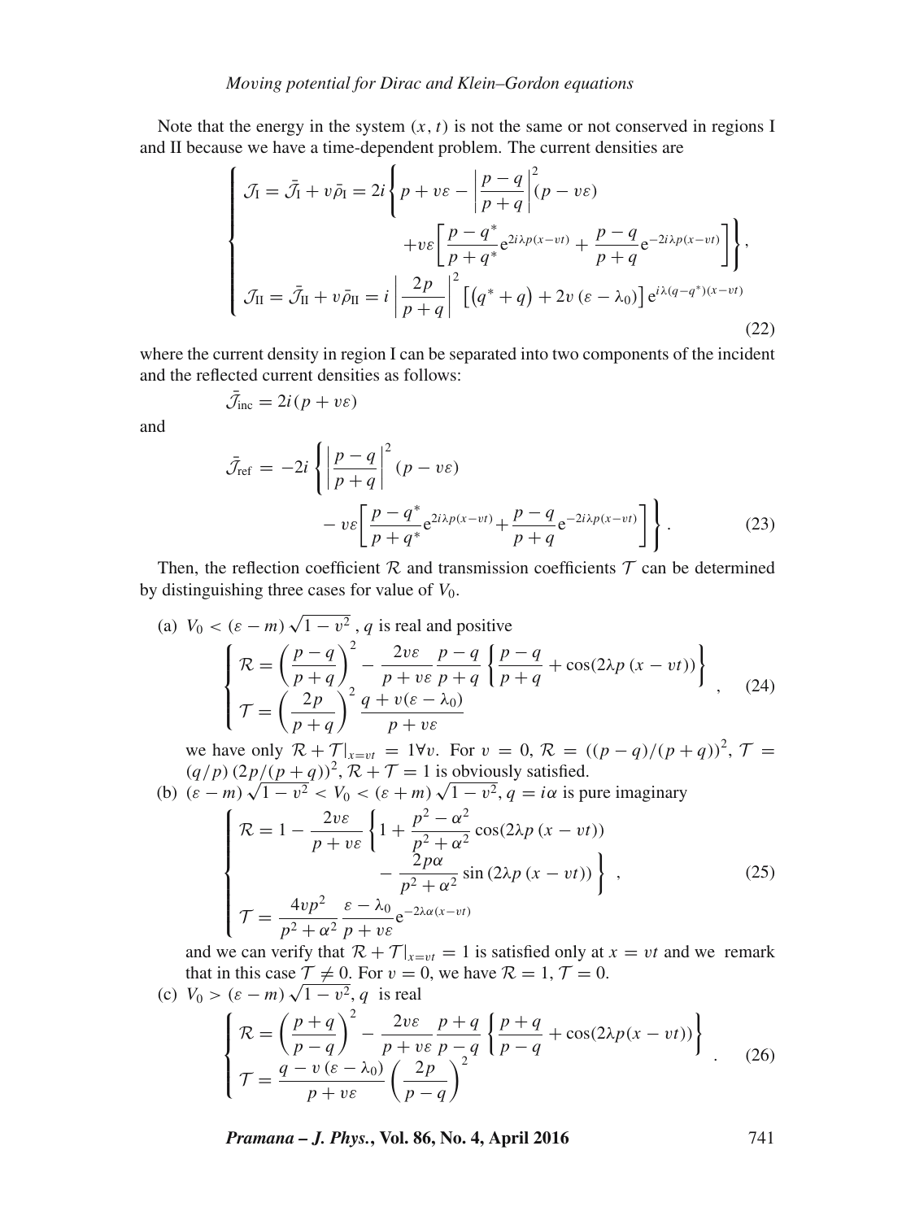Note that the energy in the system $(x, t)$ is not the same or not conserved in regions I and II because we have a time-dependent problem. The current densities are

$$
\begin{cases}
\mathcal{J}_{\mathrm{I}} = \bar{\mathcal{J}}_{\mathrm{I}} + v\bar{\rho}_{\mathrm{I}} = 2i\left\{ p + v\varepsilon - \left|\dfrac{p-q}{p+q}\right|^2 (p - v\varepsilon) \right. \\
\qquad\qquad\qquad \left. + v\varepsilon\left[ \dfrac{p-q^*}{p+q^*} \mathrm{e}^{2i\lambda p(x-vt)} + \dfrac{p-q}{p+q} \mathrm{e}^{-2i\lambda p(x-vt)} \right] \right\}, \\
\mathcal{J}_{\mathrm{II}} = \bar{\mathcal{J}}_{\mathrm{II}} + v\bar{\rho}_{\mathrm{II}} = i\left|\dfrac{2p}{p+q}\right|^2 \left[ \left(q^* + q\right) + 2v\left(\varepsilon - \lambda_0\right) \right] \mathrm{e}^{i\lambda(q-q^*)(x-vt)}
\end{cases}
\tag{22}
$$

where the current density in region I can be separated into two components of the incident and the reflected current densities as follows:

$$\bar{\mathcal{J}}_{\mathrm{inc}} = 2i(p + v\varepsilon)$$

and

$$
\bar{\mathcal{J}}_{\mathrm{ref}} = -2i\left\{ \left|\frac{p-q}{p+q}\right|^2 (p - v\varepsilon) - v\varepsilon\left[ \frac{p-q^*}{p+q^*} \mathrm{e}^{2i\lambda p(x-vt)} + \frac{p-q}{p+q} \mathrm{e}^{-2i\lambda p(x-vt)} \right] \right\}.
\tag{23}
$$

Then, the reflection coefficient $\mathcal{R}$ and transmission coefficients $\mathcal{T}$ can be determined by distinguishing three cases for value of $V_0$.

(a) $V_0 < (\varepsilon - m)\sqrt{1 - v^2}$, $q$ is real and positive

$$
\begin{cases}
\mathcal{R} = \left(\dfrac{p-q}{p+q}\right)^2 - \dfrac{2v\varepsilon}{p+v\varepsilon} \dfrac{p-q}{p+q} \left\{ \dfrac{p-q}{p+q} + \cos(2\lambda p\,(x - vt)) \right\} \\
\mathcal{T} = \left(\dfrac{2p}{p+q}\right)^2 \dfrac{q + v(\varepsilon - \lambda_0)}{p + v\varepsilon}
\end{cases},
\tag{24}
$$

we have only $\mathcal{R} + \mathcal{T}|_{x=vt} = 1 \forall v$. For $v = 0$, $\mathcal{R} = ((p-q)/(p+q))^2$, $\mathcal{T} = (q/p)\,(2p/(p+q))^2$, $\mathcal{R} + \mathcal{T} = 1$ is obviously satisfied.

(b) $(\varepsilon - m)\sqrt{1 - v^2} < V_0 < (\varepsilon + m)\sqrt{1 - v^2}$, $q = i\alpha$ is pure imaginary

$$
\begin{cases}
\mathcal{R} = 1 - \dfrac{2v\varepsilon}{p+v\varepsilon} \left\{ 1 + \dfrac{p^2 - \alpha^2}{p^2 + \alpha^2} \cos(2\lambda p\,(x - vt)) \right. \\
\qquad\qquad \left. - \dfrac{2p\alpha}{p^2 + \alpha^2} \sin(2\lambda p\,(x - vt)) \right\}, \\
\mathcal{T} = \dfrac{4vp^2}{p^2 + \alpha^2} \dfrac{\varepsilon - \lambda_0}{p + v\varepsilon} \mathrm{e}^{-2\lambda\alpha(x-vt)}
\end{cases}
\tag{25}
$$

and we can verify that $\mathcal{R} + \mathcal{T}|_{x=vt} = 1$ is satisfied only at $x = vt$ and we remark that in this case $\mathcal{T} \neq 0$. For $v = 0$, we have $\mathcal{R} = 1$, $\mathcal{T} = 0$.

(c) $V_0 > (\varepsilon - m)\sqrt{1 - v^2}$, $q$ is real

$$
\begin{cases}
\mathcal{R} = \left(\dfrac{p+q}{p-q}\right)^2 - \dfrac{2v\varepsilon}{p+v\varepsilon} \dfrac{p+q}{p-q} \left\{ \dfrac{p+q}{p-q} + \cos(2\lambda p(x - vt)) \right\} \\
\mathcal{T} = \dfrac{q - v\left(\varepsilon - \lambda_0\right)}{p + v\varepsilon} \left(\dfrac{2p}{p-q}\right)^2
\end{cases}.
\tag{26}
$$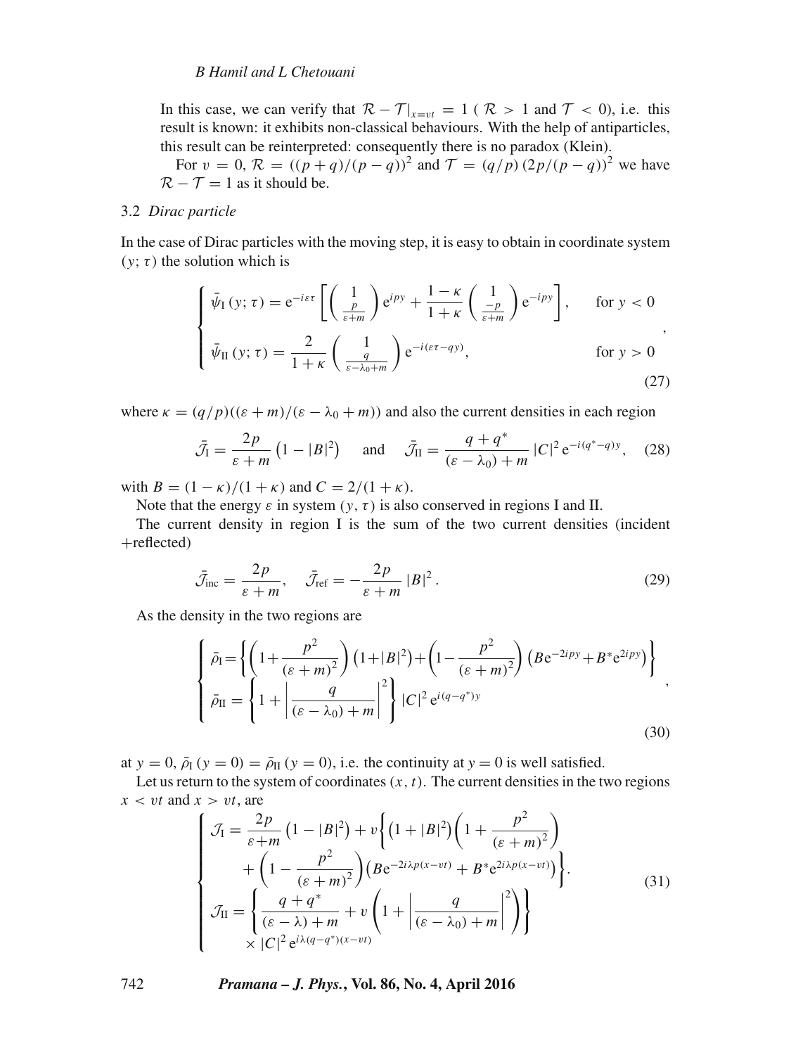In this case, we can verify that $\mathcal{R} - \mathcal{T}|_{x=vt} = 1$ ( $\mathcal{R} > 1$ and $\mathcal{T} < 0$), i.e. this result is known: it exhibits non-classical behaviours. With the help of antiparticles, this result can be reinterpreted: consequently there is no paradox (Klein).

For $v = 0$, $\mathcal{R} = ((p+q)/(p-q))^2$ and $\mathcal{T} = (q/p)\,(2p/(p-q))^2$ we have $\mathcal{R} - \mathcal{T} = 1$ as it should be.

### 3.2 *Dirac particle*

In the case of Dirac particles with the moving step, it is easy to obtain in coordinate system $(y;\tau)$ the solution which is

$$
\begin{cases}
\bar{\psi}_{\rm I}(y;\tau) = \mathrm{e}^{-i\varepsilon\tau}\left[\begin{pmatrix} 1 \\ \frac{p}{\varepsilon+m}\end{pmatrix}\mathrm{e}^{ipy} + \dfrac{1-\kappa}{1+\kappa}\begin{pmatrix} 1 \\ \frac{-p}{\varepsilon+m}\end{pmatrix}\mathrm{e}^{-ipy}\right], & \text{for } y<0 \\
\bar{\psi}_{\rm II}(y;\tau) = \dfrac{2}{1+\kappa}\begin{pmatrix} 1 \\ \frac{q}{\varepsilon-\lambda_0+m}\end{pmatrix}\mathrm{e}^{-i(\varepsilon\tau - qy)}, & \text{for } y>0
\end{cases}, \tag{27}
$$

where $\kappa = (q/p)((\varepsilon+m)/(\varepsilon-\lambda_0+m))$ and also the current densities in each region

$$
\bar{\mathcal{J}}_{\rm I} = \frac{2p}{\varepsilon+m}\left(1-|B|^2\right) \quad \text{and} \quad \bar{\mathcal{J}}_{\rm II} = \frac{q+q^*}{(\varepsilon-\lambda_0)+m}\,|C|^2\,\mathrm{e}^{-i(q^*-q)y}, \tag{28}
$$

with $B = (1-\kappa)/(1+\kappa)$ and $C = 2/(1+\kappa)$.

Note that the energy $\varepsilon$ in system $(y,\tau)$ is also conserved in regions I and II.

The current density in region I is the sum of the two current densities (incident +reflected)

$$
\bar{\mathcal{J}}_{\rm inc} = \frac{2p}{\varepsilon+m}, \quad \bar{\mathcal{J}}_{\rm ref} = -\frac{2p}{\varepsilon+m}\,|B|^2. \tag{29}
$$

As the density in the two regions are

$$
\begin{cases}
\bar{\rho}_{\rm I} = \left\{\left(1+\dfrac{p^2}{(\varepsilon+m)^2}\right)\left(1+|B|^2\right) + \left(1-\dfrac{p^2}{(\varepsilon+m)^2}\right)\left(B\mathrm{e}^{-2ipy}+B^*\mathrm{e}^{2ipy}\right)\right\} \\
\bar{\rho}_{\rm II} = \left\{1+\left|\dfrac{q}{(\varepsilon-\lambda_0)+m}\right|^2\right\}|C|^2\,\mathrm{e}^{i(q-q^*)y}
\end{cases}, \tag{30}
$$

at $y=0$, $\bar{\rho}_{\rm I}(y=0) = \bar{\rho}_{\rm II}(y=0)$, i.e. the continuity at $y=0$ is well satisfied.

Let us return to the system of coordinates $(x,t)$. The current densities in the two regions $x<vt$ and $x>vt$, are

$$
\begin{cases}
\mathcal{J}_{\rm I} = \dfrac{2p}{\varepsilon+m}\left(1-|B|^2\right) + v\left\{\left(1+|B|^2\right)\left(1+\dfrac{p^2}{(\varepsilon+m)^2}\right)\right. \\
\qquad \left. + \left(1-\dfrac{p^2}{(\varepsilon+m)^2}\right)\left(B\mathrm{e}^{-2i\lambda p(x-vt)} + B^*\mathrm{e}^{2i\lambda p(x-vt)}\right)\right\}. \\
\mathcal{J}_{\rm II} = \left\{\dfrac{q+q^*}{(\varepsilon-\lambda)+m} + v\left(1+\left|\dfrac{q}{(\varepsilon-\lambda_0)+m}\right|^2\right)\right\} \\
\qquad \times |C|^2\,\mathrm{e}^{i\lambda(q-q^*)(x-vt)}
\end{cases} \tag{31}
$$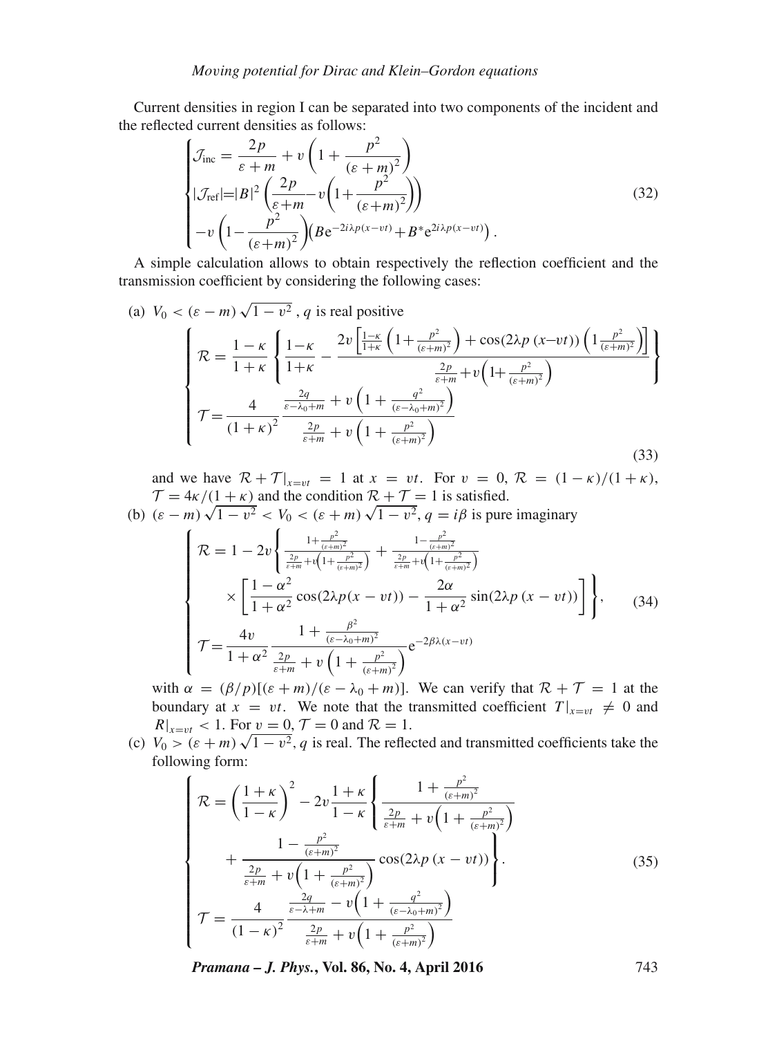Current densities in region I can be separated into two components of the incident and the reflected current densities as follows:

$$
\begin{cases}
\mathcal{J}_{\text{inc}} = \dfrac{2p}{\varepsilon+m} + v\left(1+\dfrac{p^2}{(\varepsilon+m)^2}\right) \\
|\mathcal{J}_{\text{ref}}| = |B|^2 \left(\dfrac{2p}{\varepsilon+m} - v\left(1+\dfrac{p^2}{(\varepsilon+m)^2}\right)\right) \\
-v\left(1-\dfrac{p^2}{(\varepsilon+m)^2}\right)\left(B\mathrm{e}^{-2i\lambda p(x-vt)} + B^*\mathrm{e}^{2i\lambda p(x-vt)}\right).
\end{cases}
\tag{32}
$$

A simple calculation allows to obtain respectively the reflection coefficient and the transmission coefficient by considering the following cases:

(a) $V_0 < (\varepsilon - m)\sqrt{1-v^2}$ , $q$ is real positive

$$
\begin{cases}
\mathcal{R} = \dfrac{1-\kappa}{1+\kappa}\left\{\dfrac{1-\kappa}{1+\kappa} - \dfrac{2v\left[\frac{1-\kappa}{1+\kappa}\left(1+\frac{p^2}{(\varepsilon+m)^2}\right) + \cos(2\lambda p\,(x-vt))\left(1\frac{p^2}{(\varepsilon+m)^2}\right)\right]}{\frac{2p}{\varepsilon+m} + v\left(1+\frac{p^2}{(\varepsilon+m)^2}\right)}\right\} \\
\mathcal{T} = \dfrac{4}{(1+\kappa)^2}\dfrac{\frac{2q}{\varepsilon-\lambda_0+m} + v\left(1+\frac{q^2}{(\varepsilon-\lambda_0+m)^2}\right)}{\frac{2p}{\varepsilon+m} + v\left(1+\frac{p^2}{(\varepsilon+m)^2}\right)}
\end{cases}
\tag{33}
$$

and we have $\mathcal{R}+\mathcal{T}|_{x=vt} = 1$ at $x = vt$. For $v = 0$, $\mathcal{R} = (1-\kappa)/(1+\kappa)$, $\mathcal{T} = 4\kappa/(1+\kappa)$ and the condition $\mathcal{R}+\mathcal{T} = 1$ is satisfied.

(b) $(\varepsilon - m)\sqrt{1-v^2} < V_0 < (\varepsilon + m)\sqrt{1-v^2}$, $q = i\beta$ is pure imaginary

$$
\begin{cases}
\mathcal{R} = 1 - 2v\left\{\dfrac{1+\frac{p^2}{(\varepsilon+m)^2}}{\frac{2p}{\varepsilon+m}+v\left(1+\frac{p^2}{(\varepsilon+m)^2}\right)} + \dfrac{1-\frac{p^2}{(\varepsilon+m)^2}}{\frac{2p}{\varepsilon+m}+v\left(1+\frac{p^2}{(\varepsilon+m)^2}\right)}\right. \\
\qquad\left.\times\left[\dfrac{1-\alpha^2}{1+\alpha^2}\cos(2\lambda p(x-vt)) - \dfrac{2\alpha}{1+\alpha^2}\sin(2\lambda p\,(x-vt))\right]\right\}, \\
\mathcal{T} = \dfrac{4v}{1+\alpha^2}\dfrac{1+\frac{\beta^2}{(\varepsilon-\lambda_0+m)^2}}{\frac{2p}{\varepsilon+m}+v\left(1+\frac{p^2}{(\varepsilon+m)^2}\right)}\mathrm{e}^{-2\beta\lambda(x-vt)}
\end{cases}
\tag{34}
$$

with $\alpha = (\beta/p)[(\varepsilon+m)/(\varepsilon-\lambda_0+m)]$. We can verify that $\mathcal{R}+\mathcal{T} = 1$ at the boundary at $x = vt$. We note that the transmitted coefficient $T|_{x=vt} \neq 0$ and $R|_{x=vt} < 1$. For $v = 0$, $\mathcal{T} = 0$ and $\mathcal{R} = 1$.

(c) $V_0 > (\varepsilon + m)\sqrt{1-v^2}$, $q$ is real. The reflected and transmitted coefficients take the following form:

$$
\begin{cases}
\mathcal{R} = \left(\dfrac{1+\kappa}{1-\kappa}\right)^2 - 2v\dfrac{1+\kappa}{1-\kappa}\left\{\dfrac{1+\frac{p^2}{(\varepsilon+m)^2}}{\frac{2p}{\varepsilon+m}+v\left(1+\frac{p^2}{(\varepsilon+m)^2}\right)}\right. \\
\qquad\left. + \dfrac{1-\frac{p^2}{(\varepsilon+m)^2}}{\frac{2p}{\varepsilon+m}+v\left(1+\frac{p^2}{(\varepsilon+m)^2}\right)}\cos(2\lambda p\,(x-vt))\right\}. \\
\mathcal{T} = \dfrac{4}{(1-\kappa)^2}\dfrac{\frac{2q}{\varepsilon-\lambda+m} - v\left(1+\frac{q^2}{(\varepsilon-\lambda_0+m)^2}\right)}{\frac{2p}{\varepsilon+m}+v\left(1+\frac{p^2}{(\varepsilon+m)^2}\right)}
\end{cases}
\tag{35}
$$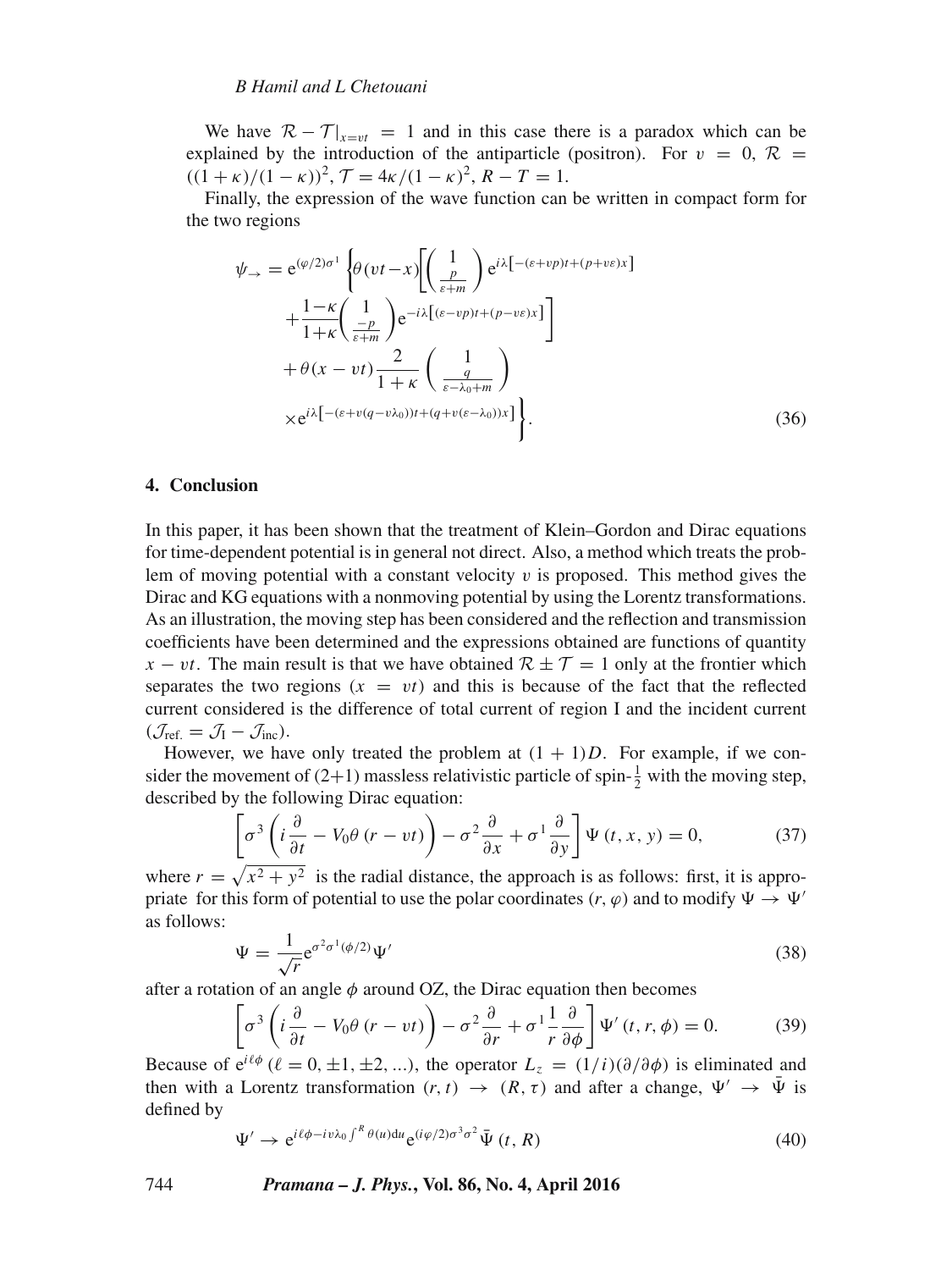We have $\mathcal{R} - \mathcal{T}|_{x=vt} = 1$ and in this case there is a paradox which can be explained by the introduction of the antiparticle (positron). For $v = 0$, $\mathcal{R} = ((1+\kappa)/(1-\kappa))^2$, $\mathcal{T} = 4\kappa/(1-\kappa)^2$, $R - T = 1$.

Finally, the expression of the wave function can be written in compact form for the two regions

$$
\begin{aligned}
\psi_{\rightarrow} = \mathrm{e}^{(\varphi/2)\sigma^1} \Bigg\{ & \theta(vt-x) \Bigg[ \begin{pmatrix} 1 \\ \frac{p}{\varepsilon+m} \end{pmatrix} \mathrm{e}^{i\lambda\left[-(\varepsilon+vp)t+(p+v\varepsilon)x\right]} \\
& + \frac{1-\kappa}{1+\kappa} \begin{pmatrix} 1 \\ \frac{-p}{\varepsilon+m} \end{pmatrix} \mathrm{e}^{-i\lambda\left[(\varepsilon-vp)t+(p-v\varepsilon)x\right]} \Bigg] \\
& + \theta(x-vt) \frac{2}{1+\kappa} \begin{pmatrix} 1 \\ \frac{q}{\varepsilon-\lambda_0+m} \end{pmatrix} \\
& \times \mathrm{e}^{i\lambda\left[-(\varepsilon+v(q-v\lambda_0))t+(q+v(\varepsilon-\lambda_0))x\right]} \Bigg\}.
\end{aligned} \tag{36}
$$

## 4. Conclusion

In this paper, it has been shown that the treatment of Klein–Gordon and Dirac equations for time-dependent potential is in general not direct. Also, a method which treats the problem of moving potential with a constant velocity $v$ is proposed. This method gives the Dirac and KG equations with a nonmoving potential by using the Lorentz transformations. As an illustration, the moving step has been considered and the reflection and transmission coefficients have been determined and the expressions obtained are functions of quantity $x - vt$. The main result is that we have obtained $\mathcal{R} \pm \mathcal{T} = 1$ only at the frontier which separates the two regions ($x = vt$) and this is because of the fact that the reflected current considered is the difference of total current of region I and the incident current ($\mathcal{J}_{\text{ref.}} = \mathcal{J}_{\text{I}} - \mathcal{J}_{\text{inc}}$).

However, we have only treated the problem at $(1+1)D$. For example, if we consider the movement of (2+1) massless relativistic particle of spin-$\frac{1}{2}$ with the moving step, described by the following Dirac equation:

$$
\left[\sigma^3\left(i\frac{\partial}{\partial t} - V_0\theta\left(r - vt\right)\right) - \sigma^2\frac{\partial}{\partial x} + \sigma^1\frac{\partial}{\partial y}\right]\Psi\left(t, x, y\right) = 0, \tag{37}
$$

where $r = \sqrt{x^2+y^2}$ is the radial distance, the approach is as follows: first, it is appropriate for this form of potential to use the polar coordinates $(r, \varphi)$ and to modify $\Psi \rightarrow \Psi'$ as follows:

$$
\Psi = \frac{1}{\sqrt{r}}\mathrm{e}^{\sigma^2\sigma^1(\phi/2)}\Psi' \tag{38}
$$

after a rotation of an angle $\phi$ around OZ, the Dirac equation then becomes

$$
\left[\sigma^3\left(i\frac{\partial}{\partial t} - V_0\theta\left(r - vt\right)\right) - \sigma^2\frac{\partial}{\partial r} + \sigma^1\frac{1}{r}\frac{\partial}{\partial \phi}\right]\Psi'\left(t, r, \phi\right) = 0. \tag{39}
$$

Because of $\mathrm{e}^{i\ell\phi}$ ($\ell = 0, \pm 1, \pm 2, ...$), the operator $L_z = (1/i)(\partial/\partial\phi)$ is eliminated and then with a Lorentz transformation $(r, t) \rightarrow (R, \tau)$ and after a change, $\Psi' \rightarrow \bar{\Psi}$ is defined by

$$
\Psi' \rightarrow \mathrm{e}^{i\ell\phi - iv\lambda_0\int^R \theta(u)\mathrm{d}u}\mathrm{e}^{(i\varphi/2)\sigma^3\sigma^2}\bar{\Psi}\left(t, R\right) \tag{40}
$$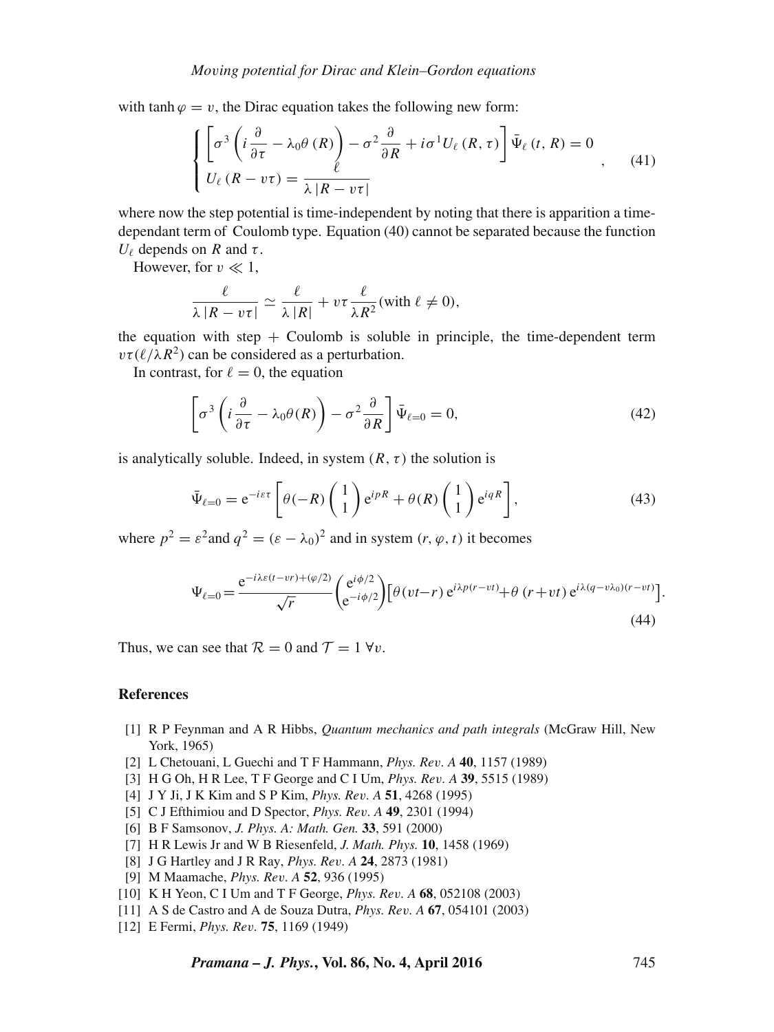with $\tanh \varphi = v$, the Dirac equation takes the following new form:

$$\begin{cases} \left[\sigma^3 \left(i\dfrac{\partial}{\partial \tau} - \lambda_0 \theta(R)\right) - \sigma^2 \dfrac{\partial}{\partial R} + i\sigma^1 U_\ell(R,\tau)\right] \bar{\Psi}_\ell(t,R) = 0 \\ U_\ell(R - v\tau) = \dfrac{\ell}{\lambda |R - v\tau|} \end{cases}, \tag{41}$$

where now the step potential is time-independent by noting that there is apparition a time-dependant term of Coulomb type. Equation (40) cannot be separated because the function $U_\ell$ depends on $R$ and $\tau$.

However, for $v \ll 1$,

$$\frac{\ell}{\lambda |R - v\tau|} \simeq \frac{\ell}{\lambda |R|} + v\tau \frac{\ell}{\lambda R^2} (\text{with } \ell \neq 0),$$

the equation with step + Coulomb is soluble in principle, the time-dependent term $v\tau(\ell/\lambda R^2)$ can be considered as a perturbation.

In contrast, for $\ell = 0$, the equation

$$\left[\sigma^3 \left(i\frac{\partial}{\partial \tau} - \lambda_0 \theta(R)\right) - \sigma^2 \frac{\partial}{\partial R}\right] \bar{\Psi}_{\ell=0} = 0, \tag{42}$$

is analytically soluble. Indeed, in system $(R, \tau)$ the solution is

$$\bar{\Psi}_{\ell=0} = e^{-i\varepsilon\tau} \left[\theta(-R) \begin{pmatrix} 1 \\ 1 \end{pmatrix} e^{ipR} + \theta(R) \begin{pmatrix} 1 \\ 1 \end{pmatrix} e^{iqR}\right], \tag{43}$$

where $p^2 = \varepsilon^2$and $q^2 = (\varepsilon - \lambda_0)^2$ and in system $(r, \varphi, t)$ it becomes

$$\Psi_{\ell=0} = \frac{e^{-i\lambda\varepsilon(t - vr) + (\varphi/2)}}{\sqrt{r}} \begin{pmatrix} e^{i\phi/2} \\ e^{-i\phi/2} \end{pmatrix} \left[\theta(vt - r)\, e^{i\lambda p(r - vt)} + \theta(r + vt)\, e^{i\lambda(q - v\lambda_0)(r - vt)}\right]. \tag{44}$$

Thus, we can see that $\mathcal{R} = 0$ and $\mathcal{T} = 1\ \forall v$.

## References

[1] R P Feynman and A R Hibbs, *Quantum mechanics and path integrals* (McGraw Hill, New York, 1965)

[2] L Chetouani, L Guechi and T F Hammann, *Phys. Rev. A* **40**, 1157 (1989)

[3] H G Oh, H R Lee, T F George and C I Um, *Phys. Rev. A* **39**, 5515 (1989)

[4] J Y Ji, J K Kim and S P Kim, *Phys. Rev. A* **51**, 4268 (1995)

[5] C J Efthimiou and D Spector, *Phys. Rev. A* **49**, 2301 (1994)

[6] B F Samsonov, *J. Phys. A: Math. Gen.* **33**, 591 (2000)

[7] H R Lewis Jr and W B Riesenfeld, *J. Math. Phys.* **10**, 1458 (1969)

[8] J G Hartley and J R Ray, *Phys. Rev. A* **24**, 2873 (1981)

[9] M Maamache, *Phys. Rev. A* **52**, 936 (1995)

[10] K H Yeon, C I Um and T F George, *Phys. Rev. A* **68**, 052108 (2003)

[11] A S de Castro and A de Souza Dutra, *Phys. Rev. A* **67**, 054101 (2003)

[12] E Fermi, *Phys. Rev.* **75**, 1169 (1949)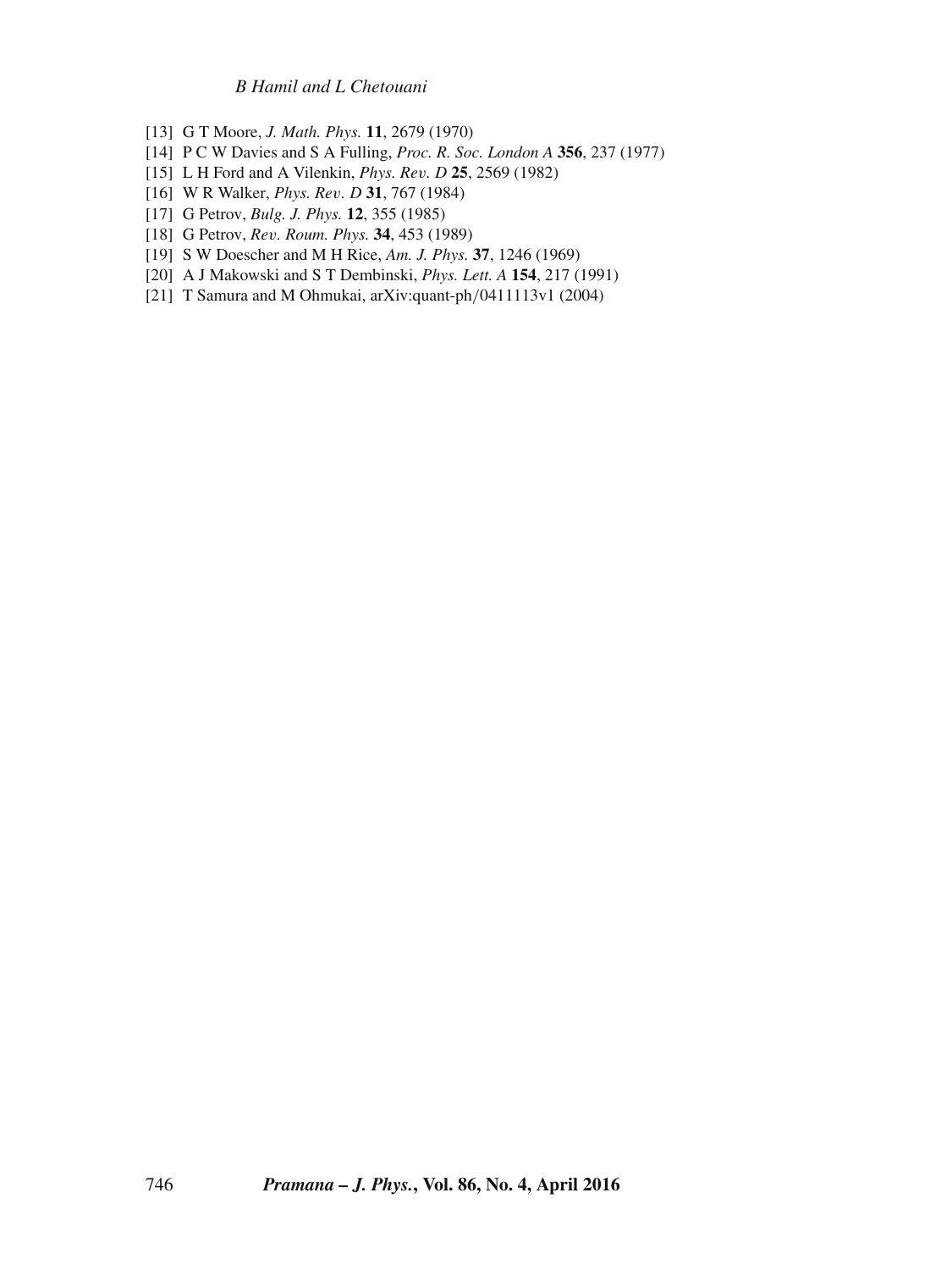[13] G T Moore, *J. Math. Phys.* **11**, 2679 (1970)
[14] P C W Davies and S A Fulling, *Proc. R. Soc. London A* **356**, 237 (1977)
[15] L H Ford and A Vilenkin, *Phys. Rev. D* **25**, 2569 (1982)
[16] W R Walker, *Phys. Rev. D* **31**, 767 (1984)
[17] G Petrov, *Bulg. J. Phys.* **12**, 355 (1985)
[18] G Petrov, *Rev. Roum. Phys.* **34**, 453 (1989)
[19] S W Doescher and M H Rice, *Am. J. Phys.* **37**, 1246 (1969)
[20] A J Makowski and S T Dembinski, *Phys. Lett. A* **154**, 217 (1991)
[21] T Samura and M Ohmukai, arXiv:quant-ph/0411113v1 (2004)